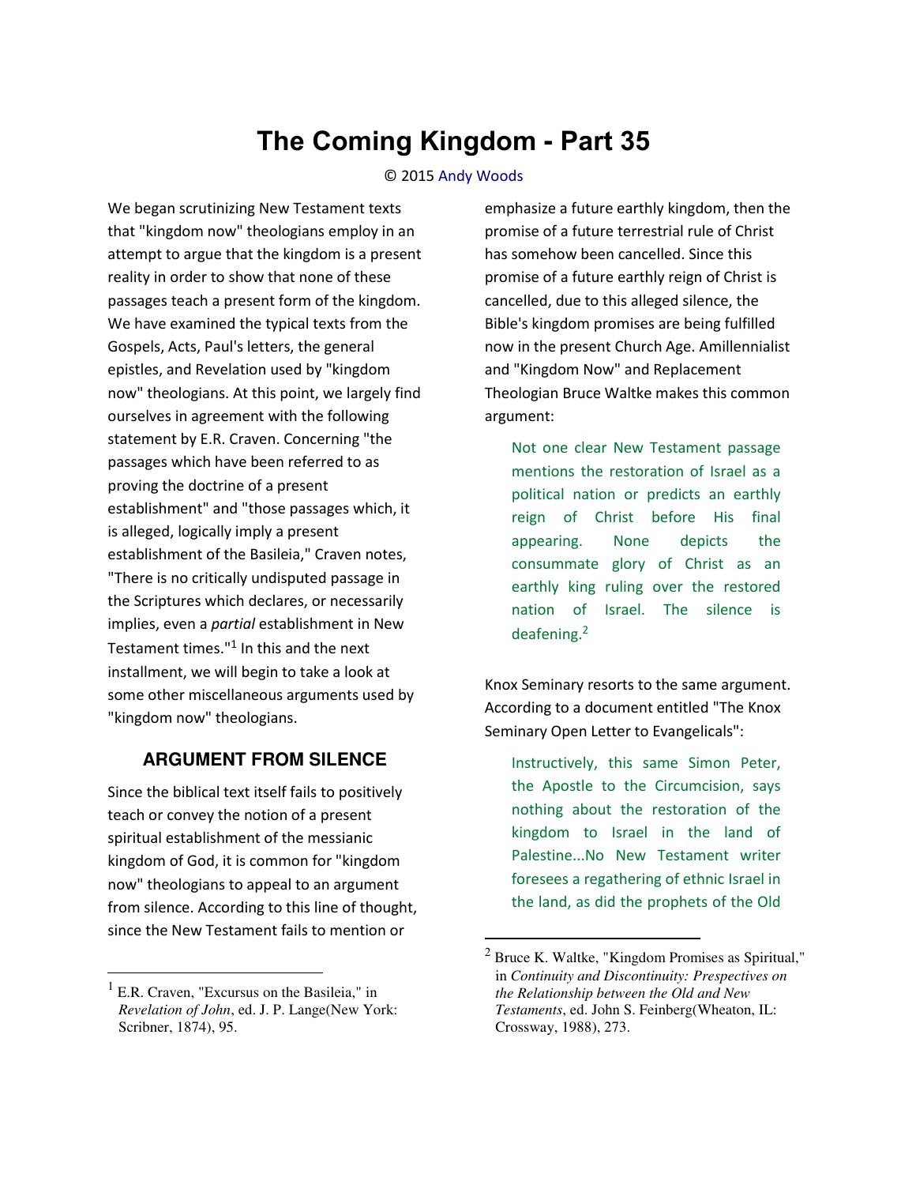# The Coming Kingdom - Part 35

© 2015 Andy Woods

We began scrutinizing New Testament texts that "kingdom now" theologians employ in an attempt to argue that the kingdom is a present reality in order to show that none of these passages teach a present form of the kingdom. We have examined the typical texts from the Gospels, Acts, Paul's letters, the general epistles, and Revelation used by "kingdom now" theologians. At this point, we largely find ourselves in agreement with the following statement by E.R. Craven. Concerning "the passages which have been referred to as proving the doctrine of a present establishment" and "those passages which, it is alleged, logically imply a present establishment of the Basileia," Craven notes, "There is no critically undisputed passage in the Scriptures which declares, or necessarily implies, even a *partial* establishment in New Testament times."[1] In this and the next installment, we will begin to take a look at some other miscellaneous arguments used by "kingdom now" theologians.

## ARGUMENT FROM SILENCE

Since the biblical text itself fails to positively teach or convey the notion of a present spiritual establishment of the messianic kingdom of God, it is common for "kingdom now" theologians to appeal to an argument from silence. According to this line of thought, since the New Testament fails to mention or emphasize a future earthly kingdom, then the promise of a future terrestrial rule of Christ has somehow been cancelled. Since this promise of a future earthly reign of Christ is cancelled, due to this alleged silence, the Bible's kingdom promises are being fulfilled now in the present Church Age. Amillennialist and "Kingdom Now" and Replacement Theologian Bruce Waltke makes this common argument:

> Not one clear New Testament passage mentions the restoration of Israel as a political nation or predicts an earthly reign of Christ before His final appearing. None depicts the consummate glory of Christ as an earthly king ruling over the restored nation of Israel. The silence is deafening.[2]

Knox Seminary resorts to the same argument. According to a document entitled "The Knox Seminary Open Letter to Evangelicals":

> Instructively, this same Simon Peter, the Apostle to the Circumcision, says nothing about the restoration of the kingdom to Israel in the land of Palestine...No New Testament writer foresees a regathering of ethnic Israel in the land, as did the prophets of the Old

---

[1] E.R. Craven, "Excursus on the Basileia," in *Revelation of John*, ed. J. P. Lange(New York: Scribner, 1874), 95.

[2] Bruce K. Waltke, "Kingdom Promises as Spiritual," in *Continuity and Discontinuity: Prespectives on the Relationship between the Old and New Testaments*, ed. John S. Feinberg(Wheaton, IL: Crossway, 1988), 273.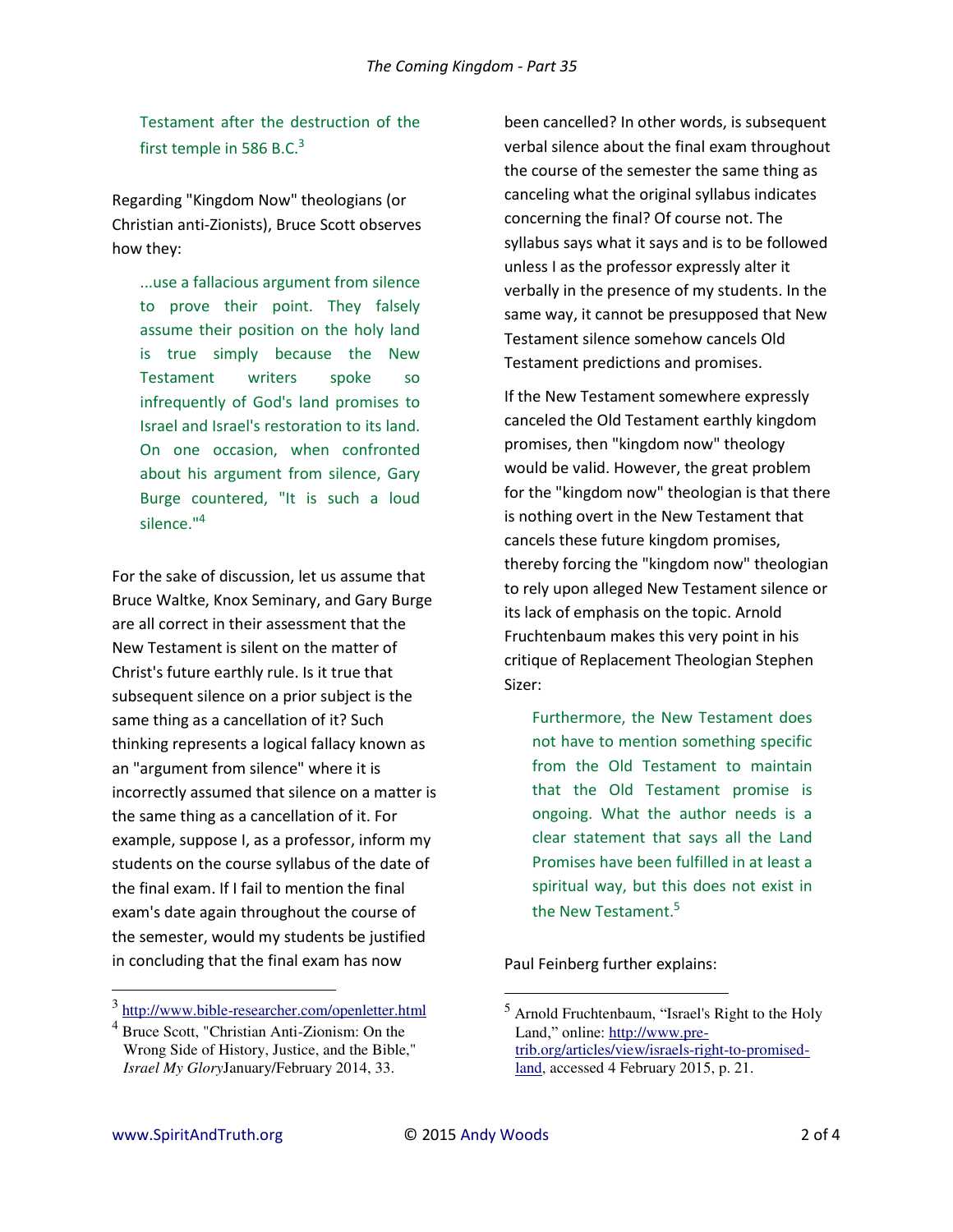Testament after the destruction of the first temple in 586 B.C.[3]

Regarding "Kingdom Now" theologians (or Christian anti-Zionists), Bruce Scott observes how they:

> ...use a fallacious argument from silence to prove their point. They falsely assume their position on the holy land is true simply because the New Testament writers spoke so infrequently of God's land promises to Israel and Israel's restoration to its land. On one occasion, when confronted about his argument from silence, Gary Burge countered, "It is such a loud silence."[4]

For the sake of discussion, let us assume that Bruce Waltke, Knox Seminary, and Gary Burge are all correct in their assessment that the New Testament is silent on the matter of Christ's future earthly rule. Is it true that subsequent silence on a prior subject is the same thing as a cancellation of it? Such thinking represents a logical fallacy known as an "argument from silence" where it is incorrectly assumed that silence on a matter is the same thing as a cancellation of it. For example, suppose I, as a professor, inform my students on the course syllabus of the date of the final exam. If I fail to mention the final exam's date again throughout the course of the semester, would my students be justified in concluding that the final exam has now been cancelled? In other words, is subsequent verbal silence about the final exam throughout the course of the semester the same thing as canceling what the original syllabus indicates concerning the final? Of course not. The syllabus says what it says and is to be followed unless I as the professor expressly alter it verbally in the presence of my students. In the same way, it cannot be presupposed that New Testament silence somehow cancels Old Testament predictions and promises.

If the New Testament somewhere expressly canceled the Old Testament earthly kingdom promises, then "kingdom now" theology would be valid. However, the great problem for the "kingdom now" theologian is that there is nothing overt in the New Testament that cancels these future kingdom promises, thereby forcing the "kingdom now" theologian to rely upon alleged New Testament silence or its lack of emphasis on the topic. Arnold Fruchtenbaum makes this very point in his critique of Replacement Theologian Stephen Sizer:

> Furthermore, the New Testament does not have to mention something specific from the Old Testament to maintain that the Old Testament promise is ongoing. What the author needs is a clear statement that says all the Land Promises have been fulfilled in at least a spiritual way, but this does not exist in the New Testament.[5]

Paul Feinberg further explains:

---

[3] http://www.bible-researcher.com/openletter.html

[4] Bruce Scott, "Christian Anti-Zionism: On the Wrong Side of History, Justice, and the Bible," *Israel My Glory* January/February 2014, 33.

[5] Arnold Fruchtenbaum, "Israel's Right to the Holy Land," online: http://www.pre-trib.org/articles/view/israels-right-to-promised-land, accessed 4 February 2015, p. 21.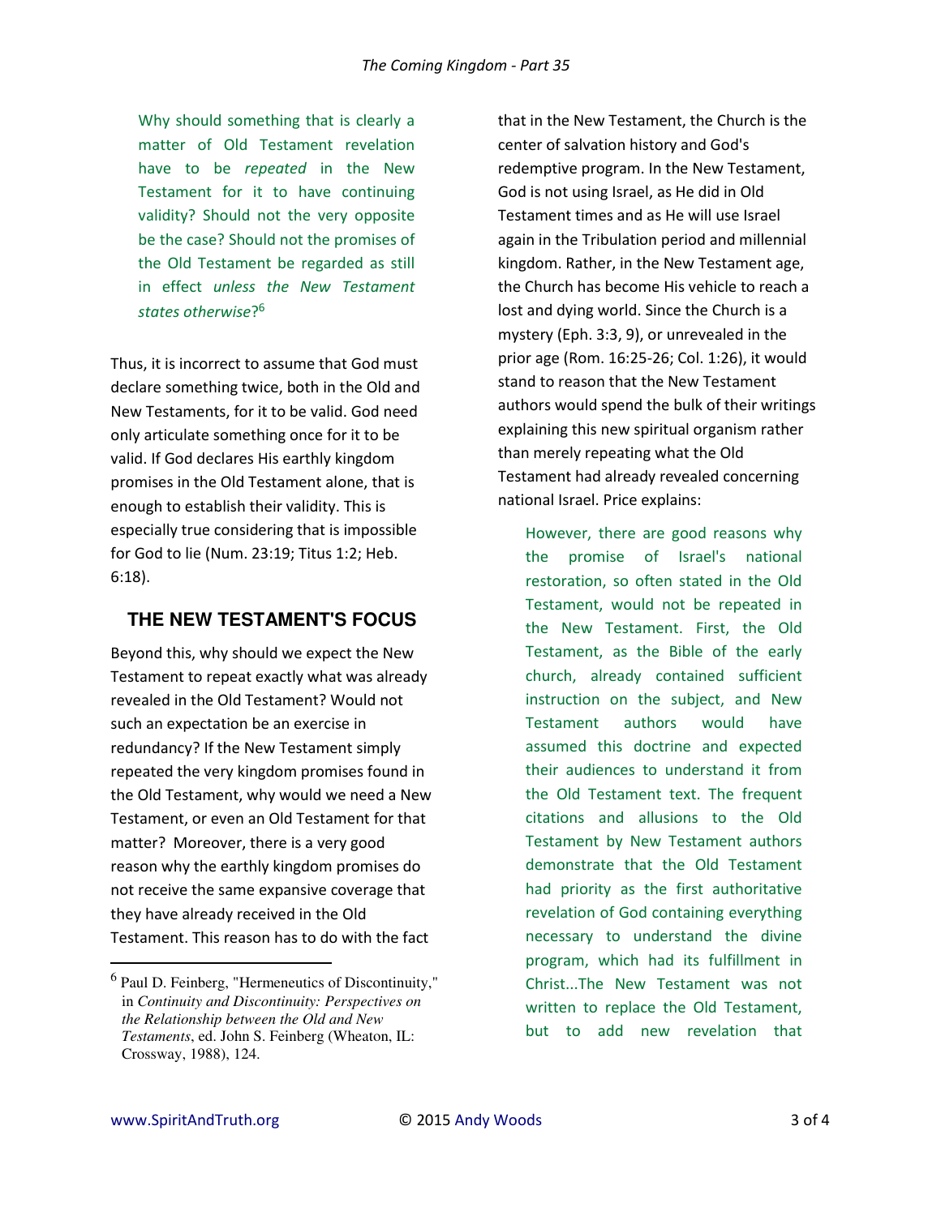> Why should something that is clearly a matter of Old Testament revelation have to be *repeated* in the New Testament for it to have continuing validity? Should not the very opposite be the case? Should not the promises of the Old Testament be regarded as still in effect *unless the New Testament states otherwise*?[6]

Thus, it is incorrect to assume that God must declare something twice, both in the Old and New Testaments, for it to be valid. God need only articulate something once for it to be valid. If God declares His earthly kingdom promises in the Old Testament alone, that is enough to establish their validity. This is especially true considering that is impossible for God to lie (Num. 23:19; Titus 1:2; Heb. 6:18).

## THE NEW TESTAMENT'S FOCUS

Beyond this, why should we expect the New Testament to repeat exactly what was already revealed in the Old Testament? Would not such an expectation be an exercise in redundancy? If the New Testament simply repeated the very kingdom promises found in the Old Testament, why would we need a New Testament, or even an Old Testament for that matter? Moreover, there is a very good reason why the earthly kingdom promises do not receive the same expansive coverage that they have already received in the Old Testament. This reason has to do with the fact that in the New Testament, the Church is the center of salvation history and God's redemptive program. In the New Testament, God is not using Israel, as He did in Old Testament times and as He will use Israel again in the Tribulation period and millennial kingdom. Rather, in the New Testament age, the Church has become His vehicle to reach a lost and dying world. Since the Church is a mystery (Eph. 3:3, 9), or unrevealed in the prior age (Rom. 16:25-26; Col. 1:26), it would stand to reason that the New Testament authors would spend the bulk of their writings explaining this new spiritual organism rather than merely repeating what the Old Testament had already revealed concerning national Israel. Price explains:

> However, there are good reasons why the promise of Israel's national restoration, so often stated in the Old Testament, would not be repeated in the New Testament. First, the Old Testament, as the Bible of the early church, already contained sufficient instruction on the subject, and New Testament authors would have assumed this doctrine and expected their audiences to understand it from the Old Testament text. The frequent citations and allusions to the Old Testament by New Testament authors demonstrate that the Old Testament had priority as the first authoritative revelation of God containing everything necessary to understand the divine program, which had its fulfillment in Christ...The New Testament was not written to replace the Old Testament, but to add new revelation that

---

[6] Paul D. Feinberg, "Hermeneutics of Discontinuity," in *Continuity and Discontinuity: Perspectives on the Relationship between the Old and New Testaments*, ed. John S. Feinberg (Wheaton, IL: Crossway, 1988), 124.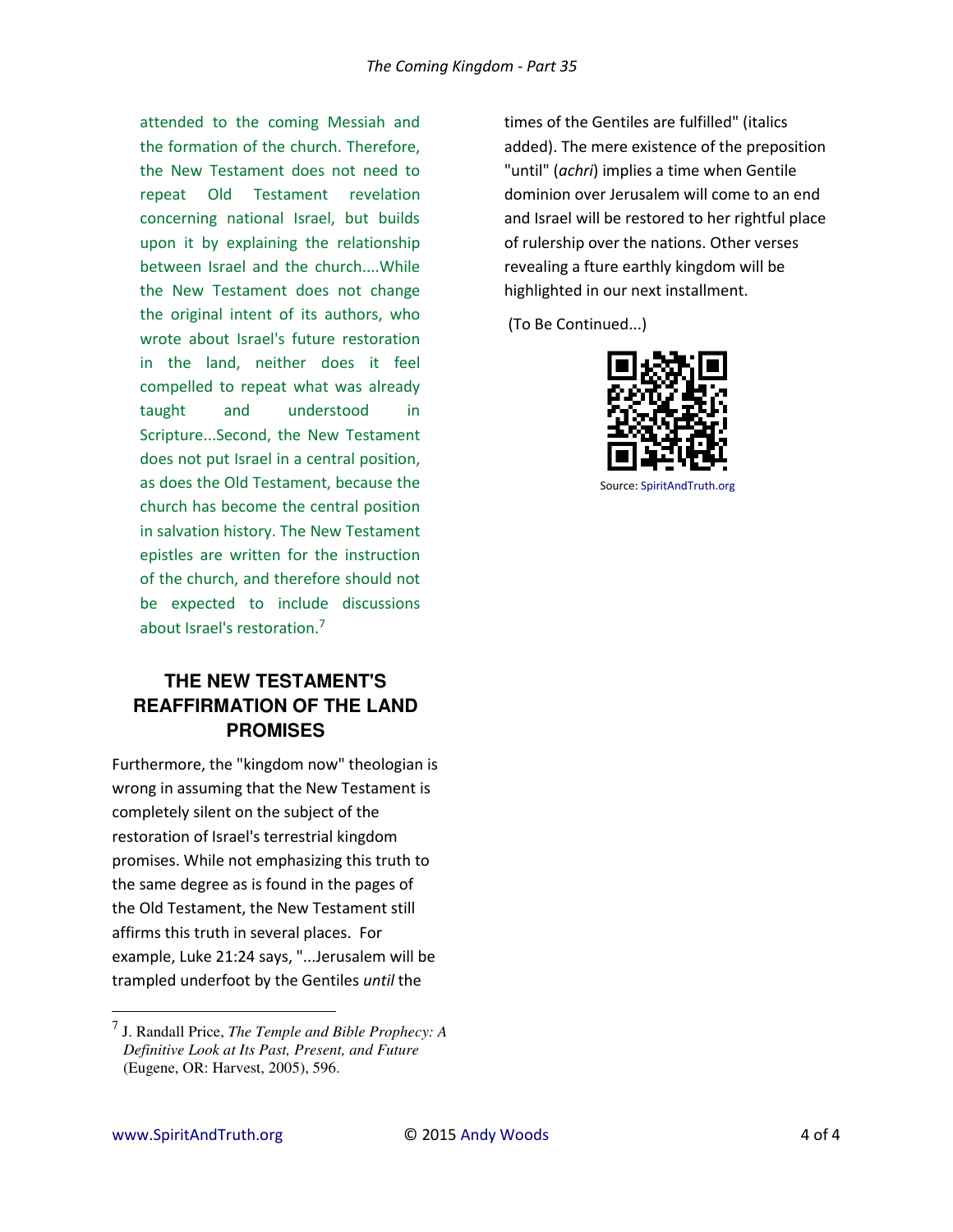attended to the coming Messiah and the formation of the church. Therefore, the New Testament does not need to repeat Old Testament revelation concerning national Israel, but builds upon it by explaining the relationship between Israel and the church....While the New Testament does not change the original intent of its authors, who wrote about Israel's future restoration in the land, neither does it feel compelled to repeat what was already taught and understood in Scripture...Second, the New Testament does not put Israel in a central position, as does the Old Testament, because the church has become the central position in salvation history. The New Testament epistles are written for the instruction of the church, and therefore should not be expected to include discussions about Israel's restoration.[7]

## THE NEW TESTAMENT'S REAFFIRMATION OF THE LAND PROMISES

Furthermore, the "kingdom now" theologian is wrong in assuming that the New Testament is completely silent on the subject of the restoration of Israel's terrestrial kingdom promises. While not emphasizing this truth to the same degree as is found in the pages of the Old Testament, the New Testament still affirms this truth in several places. For example, Luke 21:24 says, "...Jerusalem will be trampled underfoot by the Gentiles *until* the times of the Gentiles are fulfilled" (italics added). The mere existence of the preposition "until" (*achri*) implies a time when Gentile dominion over Jerusalem will come to an end and Israel will be restored to her rightful place of rulership over the nations. Other verses revealing a fture earthly kingdom will be highlighted in our next installment.

(To Be Continued...)

Source: SpiritAndTruth.org

[7] J. Randall Price, *The Temple and Bible Prophecy: A Definitive Look at Its Past, Present, and Future* (Eugene, OR: Harvest, 2005), 596.

© 2015 Andy Woods